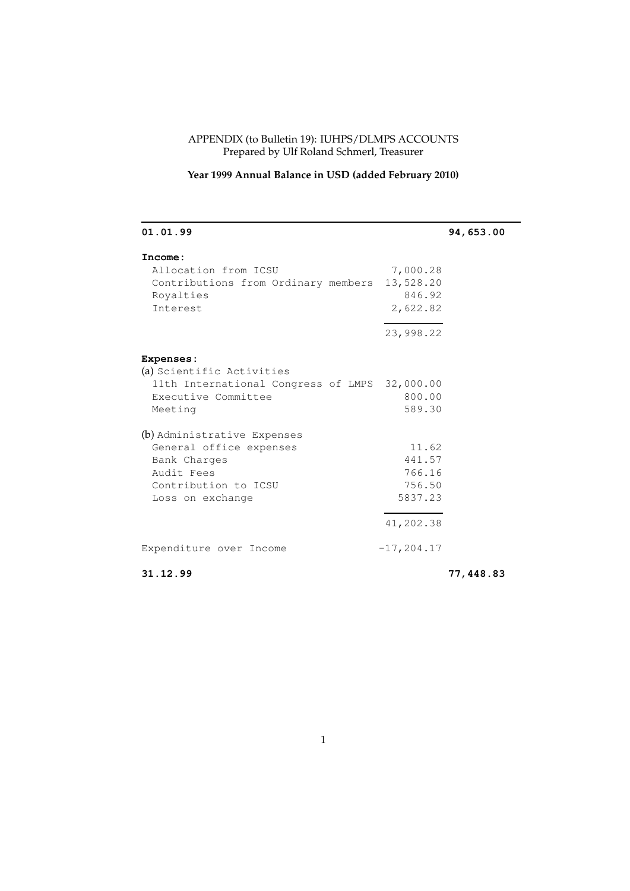APPENDIX (to Bulletin 19): IUHPS/DLMPS ACCOUNTS
Prepared by Ulf Roland Schmerl, Treasurer

**Year 1999 Annual Balance in USD (added February 2010)**

| **01.01.99** | | **94,653.00** |
|---|---|---|
| **Income:** | | |
| Allocation from ICSU | 7,000.28 | |
| Contributions from Ordinary members | 13,528.20 | |
| Royalties | 846.92 | |
| Interest | 2,622.82 | |
| | 23,998.22 | |
| **Expenses:** | | |
| (a) Scientific Activities | | |
| 11th International Congress of LMPS | 32,000.00 | |
| Executive Committee | 800.00 | |
| Meeting | 589.30 | |
| (b) Administrative Expenses | | |
| General office expenses | 11.62 | |
| Bank Charges | 441.57 | |
| Audit Fees | 766.16 | |
| Contribution to ICSU | 756.50 | |
| Loss on exchange | 5837.23 | |
| | 41,202.38 | |
| Expenditure over Income | -17,204.17 | |
| **31.12.99** | | **77,448.83** |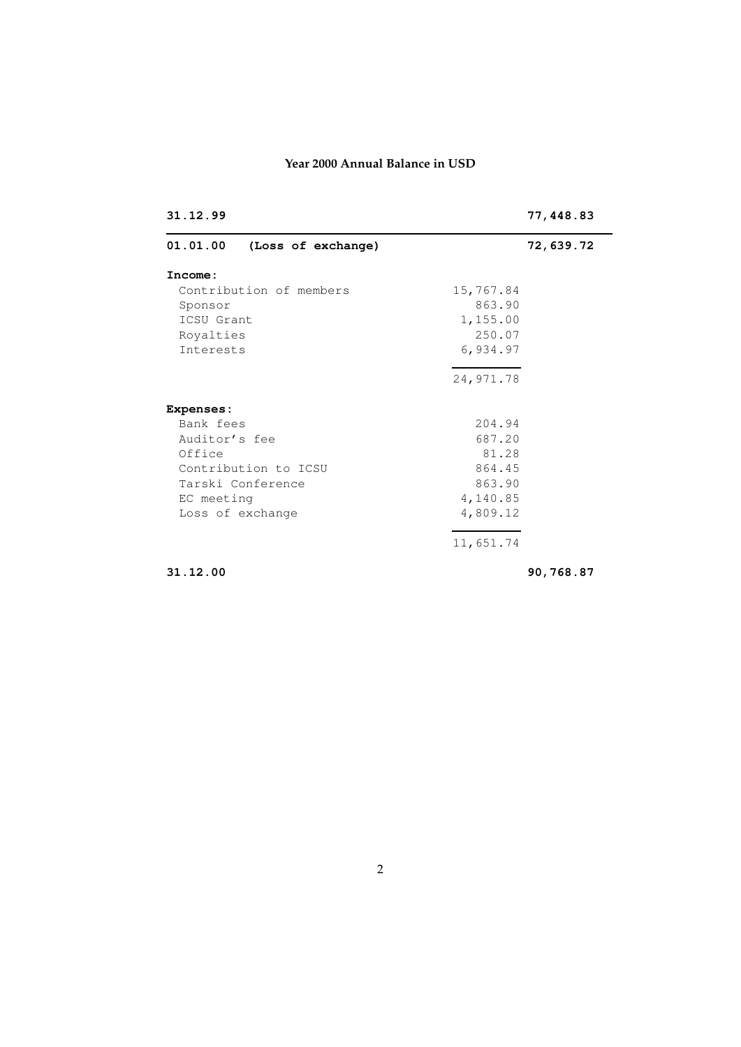## Year 2000 Annual Balance in USD

| | | |
|---|---|---|
| **31.12.99** | | **77,448.83** |
| **01.01.00 (Loss of exchange)** | | **72,639.72** |
| **Income:** | | |
| Contribution of members | 15,767.84 | |
| Sponsor | 863.90 | |
| ICSU Grant | 1,155.00 | |
| Royalties | 250.07 | |
| Interests | 6,934.97 | |
| | 24,971.78 | |
| **Expenses:** | | |
| Bank fees | 204.94 | |
| Auditor's fee | 687.20 | |
| Office | 81.28 | |
| Contribution to ICSU | 864.45 | |
| Tarski Conference | 863.90 | |
| EC meeting | 4,140.85 | |
| Loss of exchange | 4,809.12 | |
| | 11,651.74 | |
| **31.12.00** | | **90,768.87** |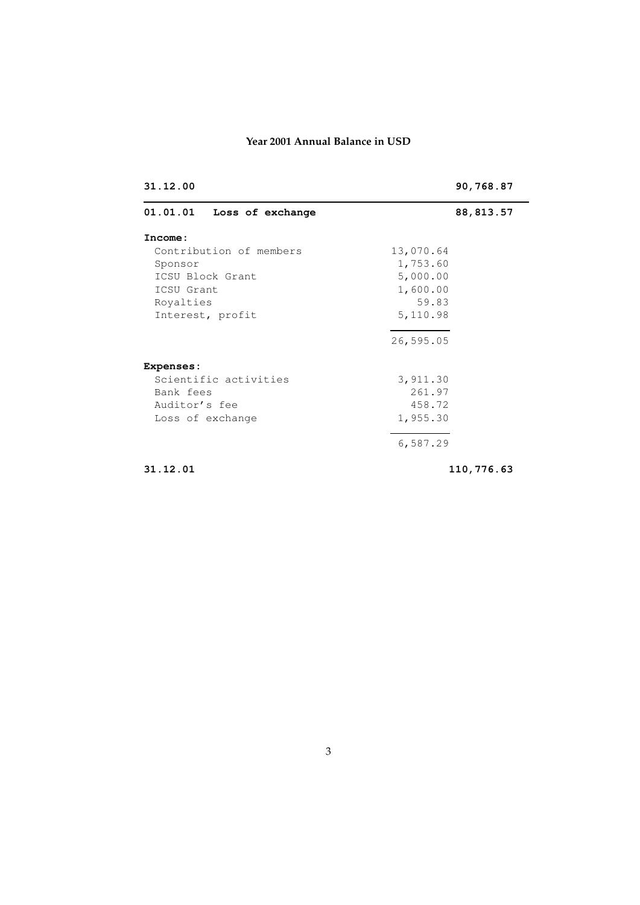## Year 2001 Annual Balance in USD

| | | |
|---|---|---|
| **31.12.00** | | **90,768.87** |
| **01.01.01 Loss of exchange** | | **88,813.57** |
| **Income:** | | |
| Contribution of members | 13,070.64 | |
| Sponsor | 1,753.60 | |
| ICSU Block Grant | 5,000.00 | |
| ICSU Grant | 1,600.00 | |
| Royalties | 59.83 | |
| Interest, profit | 5,110.98 | |
| | 26,595.05 | |
| **Expenses:** | | |
| Scientific activities | 3,911.30 | |
| Bank fees | 261.97 | |
| Auditor's fee | 458.72 | |
| Loss of exchange | 1,955.30 | |
| | 6,587.29 | |
| **31.12.01** | | **110,776.63** |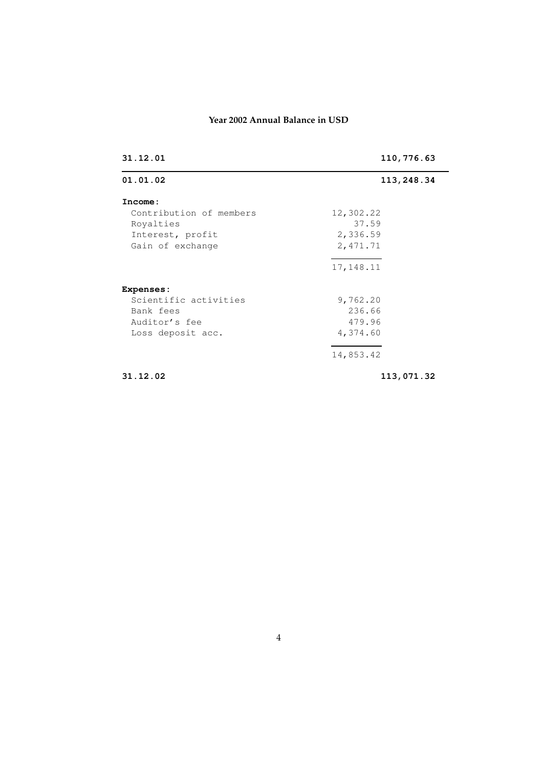### Year 2002 Annual Balance in USD

| | | |
|---|---|---|
| **31.12.01** | | **110,776.63** |
| **01.01.02** | | **113,248.34** |
| **Income:** | | |
| Contribution of members | 12,302.22 | |
| Royalties | 37.59 | |
| Interest, profit | 2,336.59 | |
| Gain of exchange | 2,471.71 | |
| | 17,148.11 | |
| **Expenses:** | | |
| Scientific activities | 9,762.20 | |
| Bank fees | 236.66 | |
| Auditor's fee | 479.96 | |
| Loss deposit acc. | 4,374.60 | |
| | 14,853.42 | |
| **31.12.02** | | **113,071.32** |